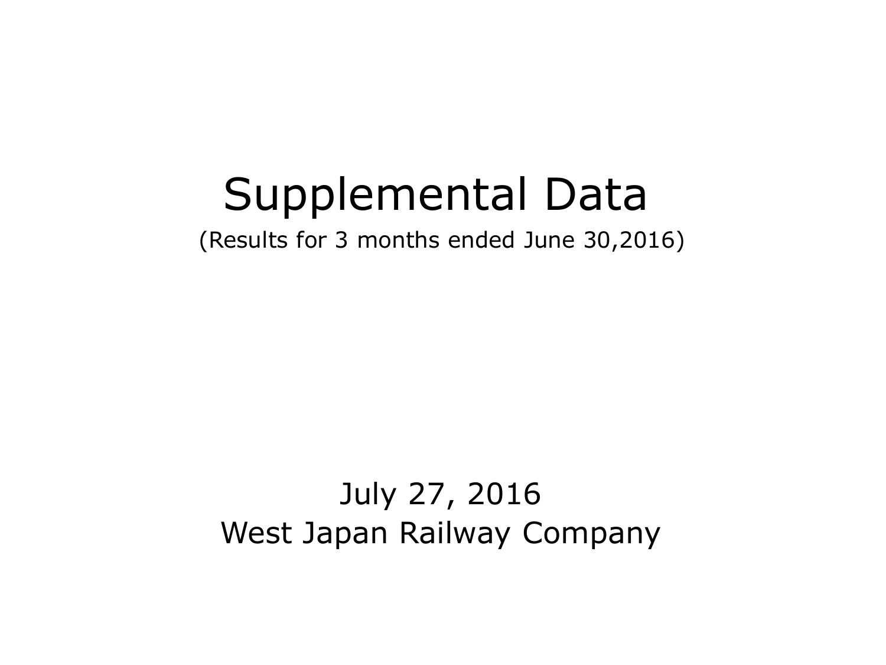# Supplemental Data

(Results for 3 months ended June 30,2016)

July 27, 2016

West Japan Railway Company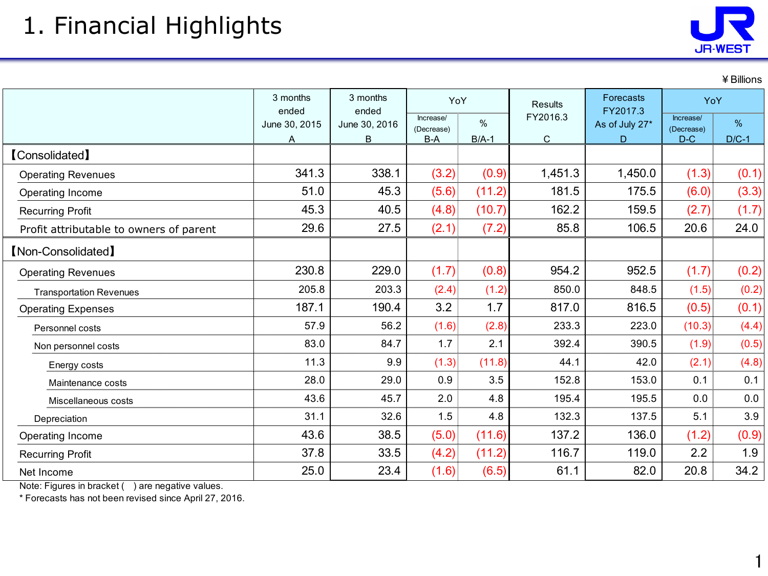# 1. Financial Highlights

¥ Billions

| | 3 months ended June 30, 2015 A | 3 months ended June 30, 2016 B | YoY | | Results FY2016.3 C | Forecasts FY2017.3 As of July 27* D | YoY | |
|---|---|---|---|---|---|---|---|---|
| | | | Increase/ (Decrease) B-A | % B/A-1 | | | Increase/ (Decrease) D-C | % D/C-1 |
| 【Consolidated】 | | | | | | | | |
| Operating Revenues | 341.3 | 338.1 | (3.2) | (0.9) | 1,451.3 | 1,450.0 | (1.3) | (0.1) |
| Operating Income | 51.0 | 45.3 | (5.6) | (11.2) | 181.5 | 175.5 | (6.0) | (3.3) |
| Recurring Profit | 45.3 | 40.5 | (4.8) | (10.7) | 162.2 | 159.5 | (2.7) | (1.7) |
| Profit attributable to owners of parent | 29.6 | 27.5 | (2.1) | (7.2) | 85.8 | 106.5 | 20.6 | 24.0 |
| 【Non-Consolidated】 | | | | | | | | |
| Operating Revenues | 230.8 | 229.0 | (1.7) | (0.8) | 954.2 | 952.5 | (1.7) | (0.2) |
| Transportation Revenues | 205.8 | 203.3 | (2.4) | (1.2) | 850.0 | 848.5 | (1.5) | (0.2) |
| Operating Expenses | 187.1 | 190.4 | 3.2 | 1.7 | 817.0 | 816.5 | (0.5) | (0.1) |
| Personnel costs | 57.9 | 56.2 | (1.6) | (2.8) | 233.3 | 223.0 | (10.3) | (4.4) |
| Non personnel costs | 83.0 | 84.7 | 1.7 | 2.1 | 392.4 | 390.5 | (1.9) | (0.5) |
| Energy costs | 11.3 | 9.9 | (1.3) | (11.8) | 44.1 | 42.0 | (2.1) | (4.8) |
| Maintenance costs | 28.0 | 29.0 | 0.9 | 3.5 | 152.8 | 153.0 | 0.1 | 0.1 |
| Miscellaneous costs | 43.6 | 45.7 | 2.0 | 4.8 | 195.4 | 195.5 | 0.0 | 0.0 |
| Depreciation | 31.1 | 32.6 | 1.5 | 4.8 | 132.3 | 137.5 | 5.1 | 3.9 |
| Operating Income | 43.6 | 38.5 | (5.0) | (11.6) | 137.2 | 136.0 | (1.2) | (0.9) |
| Recurring Profit | 37.8 | 33.5 | (4.2) | (11.2) | 116.7 | 119.0 | 2.2 | 1.9 |
| Net Income | 25.0 | 23.4 | (1.6) | (6.5) | 61.1 | 82.0 | 20.8 | 34.2 |

Note: Figures in bracket ( ) are negative values.

* Forecasts has not been revised since April 27, 2016.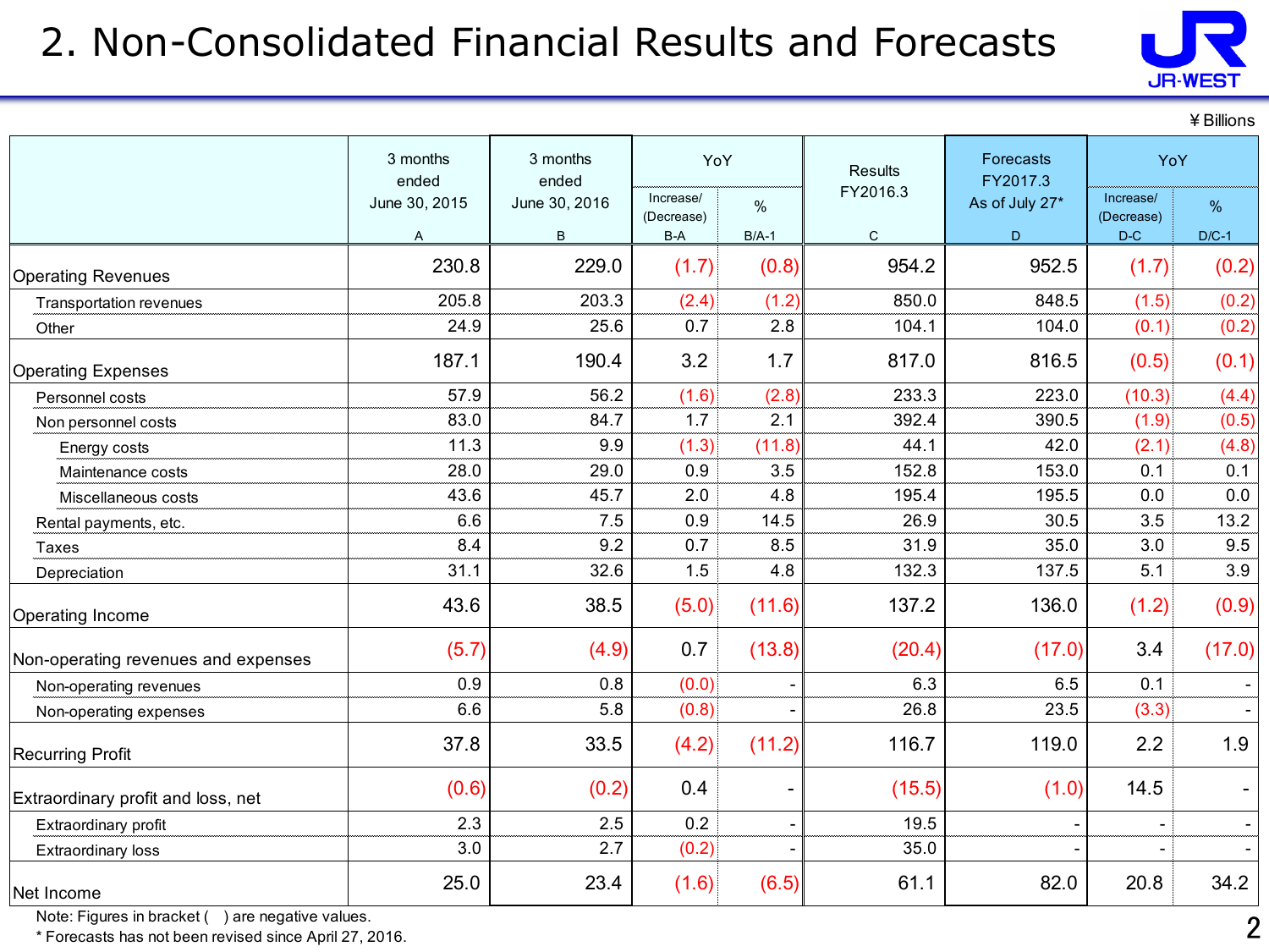# 2. Non-Consolidated Financial Results and Forecasts

¥Billions

| | 3 months ended June 30, 2015 A | 3 months ended June 30, 2016 B | YoY Increase/ (Decrease) B-A | YoY % B/A-1 | Results FY2016.3 C | Forecasts FY2017.3 As of July 27* D | YoY Increase/ (Decrease) D-C | YoY % D/C-1 |
|---|---|---|---|---|---|---|---|---|
| Operating Revenues | 230.8 | 229.0 | (1.7) | (0.8) | 954.2 | 952.5 | (1.7) | (0.2) |
| Transportation revenues | 205.8 | 203.3 | (2.4) | (1.2) | 850.0 | 848.5 | (1.5) | (0.2) |
| Other | 24.9 | 25.6 | 0.7 | 2.8 | 104.1 | 104.0 | (0.1) | (0.2) |
| Operating Expenses | 187.1 | 190.4 | 3.2 | 1.7 | 817.0 | 816.5 | (0.5) | (0.1) |
| Personnel costs | 57.9 | 56.2 | (1.6) | (2.8) | 233.3 | 223.0 | (10.3) | (4.4) |
| Non personnel costs | 83.0 | 84.7 | 1.7 | 2.1 | 392.4 | 390.5 | (1.9) | (0.5) |
| Energy costs | 11.3 | 9.9 | (1.3) | (11.8) | 44.1 | 42.0 | (2.1) | (4.8) |
| Maintenance costs | 28.0 | 29.0 | 0.9 | 3.5 | 152.8 | 153.0 | 0.1 | 0.1 |
| Miscellaneous costs | 43.6 | 45.7 | 2.0 | 4.8 | 195.4 | 195.5 | 0.0 | 0.0 |
| Rental payments, etc. | 6.6 | 7.5 | 0.9 | 14.5 | 26.9 | 30.5 | 3.5 | 13.2 |
| Taxes | 8.4 | 9.2 | 0.7 | 8.5 | 31.9 | 35.0 | 3.0 | 9.5 |
| Depreciation | 31.1 | 32.6 | 1.5 | 4.8 | 132.3 | 137.5 | 5.1 | 3.9 |
| Operating Income | 43.6 | 38.5 | (5.0) | (11.6) | 137.2 | 136.0 | (1.2) | (0.9) |
| Non-operating revenues and expenses | (5.7) | (4.9) | 0.7 | (13.8) | (20.4) | (17.0) | 3.4 | (17.0) |
| Non-operating revenues | 0.9 | 0.8 | (0.0) | - | 6.3 | 6.5 | 0.1 | - |
| Non-operating expenses | 6.6 | 5.8 | (0.8) | - | 26.8 | 23.5 | (3.3) | - |
| Recurring Profit | 37.8 | 33.5 | (4.2) | (11.2) | 116.7 | 119.0 | 2.2 | 1.9 |
| Extraordinary profit and loss, net | (0.6) | (0.2) | 0.4 | - | (15.5) | (1.0) | 14.5 | - |
| Extraordinary profit | 2.3 | 2.5 | 0.2 | - | 19.5 | - | - | - |
| Extraordinary loss | 3.0 | 2.7 | (0.2) | - | 35.0 | - | - | - |
| Net Income | 25.0 | 23.4 | (1.6) | (6.5) | 61.1 | 82.0 | 20.8 | 34.2 |

Note: Figures in bracket ( ) are negative values.
* Forecasts has not been revised since April 27, 2016.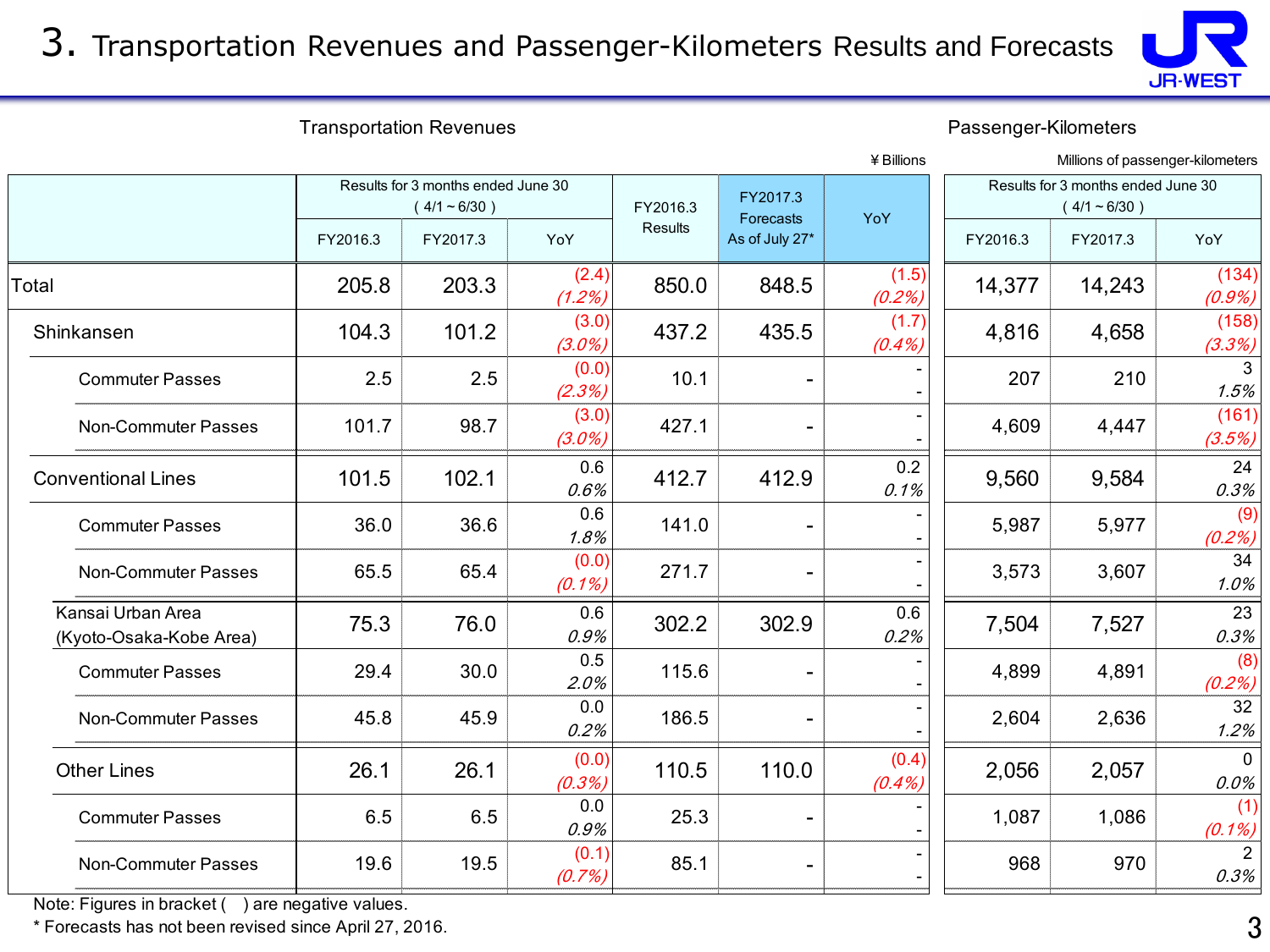# 3. Transportation Revenues and Passenger-Kilometers Results and Forecasts

JR-WEST

Transportation Revenues: ¥ Billions | Passenger-Kilometers: Millions of passenger-kilometers

| | Transportation Revenues: Results for 3 months ended June 30 (4/1 ~ 6/30) | | | FY2016.3 Results | FY2017.3 Forecasts As of July 27* | YoY | Passenger-Kilometers: Results for 3 months ended June 30 (4/1 ~ 6/30) | | |
|---|---|---|---|---|---|---|---|---|---|
| | FY2016.3 | FY2017.3 | YoY | | | | FY2016.3 | FY2017.3 | YoY |
| Total | 205.8 | 203.3 | (2.4) (1.2%) | 850.0 | 848.5 | (1.5) (0.2%) | 14,377 | 14,243 | (134) (0.9%) |
| Shinkansen | 104.3 | 101.2 | (3.0) (3.0%) | 437.2 | 435.5 | (1.7) (0.4%) | 4,816 | 4,658 | (158) (3.3%) |
| Commuter Passes | 2.5 | 2.5 | (0.0) (2.3%) | 10.1 | - | - - | 207 | 210 | 3 1.5% |
| Non-Commuter Passes | 101.7 | 98.7 | (3.0) (3.0%) | 427.1 | - | - - | 4,609 | 4,447 | (161) (3.5%) |
| Conventional Lines | 101.5 | 102.1 | 0.6 0.6% | 412.7 | 412.9 | 0.2 0.1% | 9,560 | 9,584 | 24 0.3% |
| Commuter Passes | 36.0 | 36.6 | 0.6 1.8% | 141.0 | - | - - | 5,987 | 5,977 | (9) (0.2%) |
| Non-Commuter Passes | 65.5 | 65.4 | (0.0) (0.1%) | 271.7 | - | - - | 3,573 | 3,607 | 34 1.0% |
| Kansai Urban Area (Kyoto-Osaka-Kobe Area) | 75.3 | 76.0 | 0.6 0.9% | 302.2 | 302.9 | 0.6 0.2% | 7,504 | 7,527 | 23 0.3% |
| Commuter Passes | 29.4 | 30.0 | 0.5 2.0% | 115.6 | - | - - | 4,899 | 4,891 | (8) (0.2%) |
| Non-Commuter Passes | 45.8 | 45.9 | 0.0 0.2% | 186.5 | - | - - | 2,604 | 2,636 | 32 1.2% |
| Other Lines | 26.1 | 26.1 | (0.0) (0.3%) | 110.5 | 110.0 | (0.4) (0.4%) | 2,056 | 2,057 | 0 0.0% |
| Commuter Passes | 6.5 | 6.5 | 0.0 0.9% | 25.3 | - | - - | 1,087 | 1,086 | (1) (0.1%) |
| Non-Commuter Passes | 19.6 | 19.5 | (0.1) (0.7%) | 85.1 | - | - - | 968 | 970 | 2 0.3% |

Note: Figures in bracket ( ) are negative values.

* Forecasts has not been revised since April 27, 2016.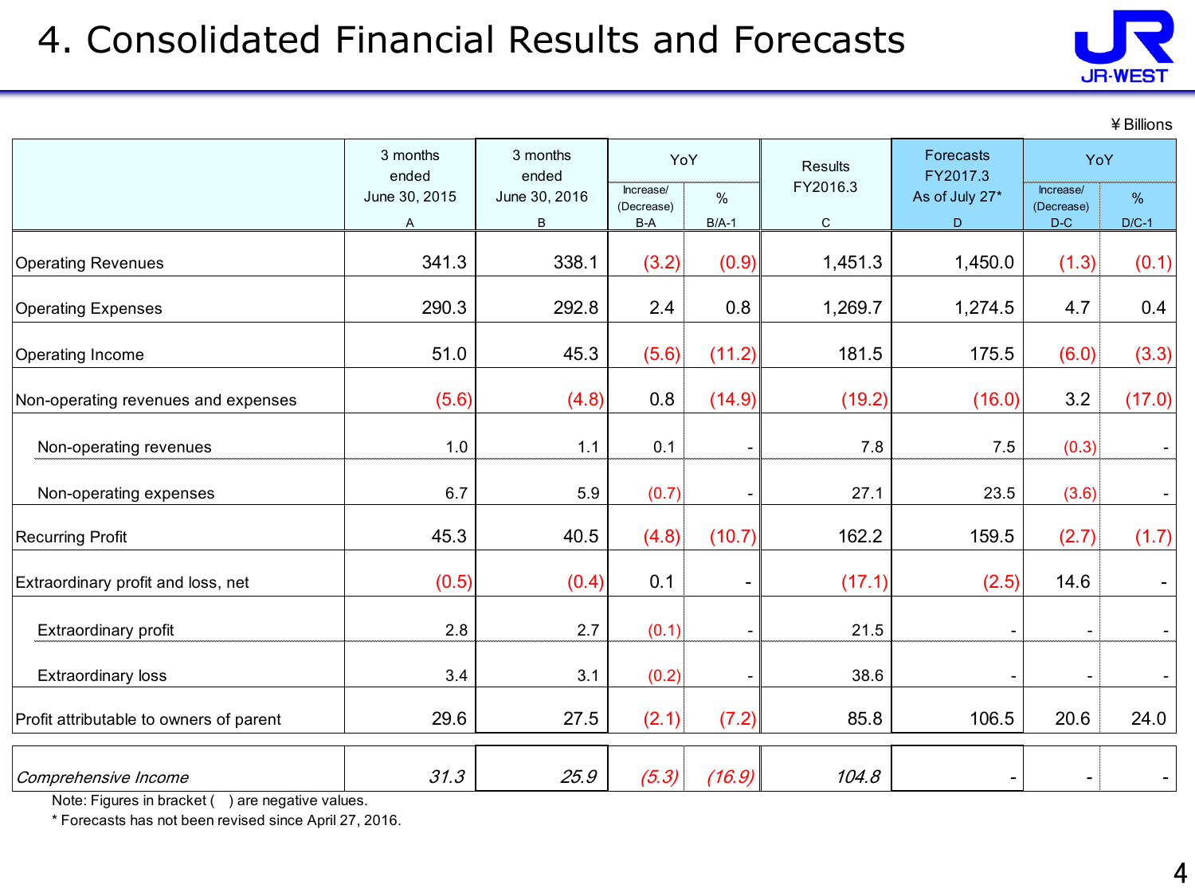# 4. Consolidated Financial Results and Forecasts

¥ Billions

| | 3 months ended June 30, 2015 | 3 months ended June 30, 2016 | YoY | | Results FY2016.3 | Forecasts FY2017.3 As of July 27* | YoY | |
|---|---|---|---|---|---|---|---|---|
| | A | B | Increase/ (Decrease) B-A | % B/A-1 | C | D | Increase/ (Decrease) D-C | % D/C-1 |
| Operating Revenues | 341.3 | 338.1 | (3.2) | (0.9) | 1,451.3 | 1,450.0 | (1.3) | (0.1) |
| Operating Expenses | 290.3 | 292.8 | 2.4 | 0.8 | 1,269.7 | 1,274.5 | 4.7 | 0.4 |
| Operating Income | 51.0 | 45.3 | (5.6) | (11.2) | 181.5 | 175.5 | (6.0) | (3.3) |
| Non-operating revenues and expenses | (5.6) | (4.8) | 0.8 | (14.9) | (19.2) | (16.0) | 3.2 | (17.0) |
| Non-operating revenues | 1.0 | 1.1 | 0.1 | - | 7.8 | 7.5 | (0.3) | - |
| Non-operating expenses | 6.7 | 5.9 | (0.7) | - | 27.1 | 23.5 | (3.6) | - |
| Recurring Profit | 45.3 | 40.5 | (4.8) | (10.7) | 162.2 | 159.5 | (2.7) | (1.7) |
| Extraordinary profit and loss, net | (0.5) | (0.4) | 0.1 | - | (17.1) | (2.5) | 14.6 | - |
| Extraordinary profit | 2.8 | 2.7 | (0.1) | - | 21.5 | - | - | - |
| Extraordinary loss | 3.4 | 3.1 | (0.2) | - | 38.6 | - | - | - |
| Profit attributable to owners of parent | 29.6 | 27.5 | (2.1) | (7.2) | 85.8 | 106.5 | 20.6 | 24.0 |
| *Comprehensive Income* | *31.3* | *25.9* | *(5.3)* | *(16.9)* | *104.8* | - | - | - |

Note: Figures in bracket ( ) are negative values.

\* Forecasts has not been revised since April 27, 2016.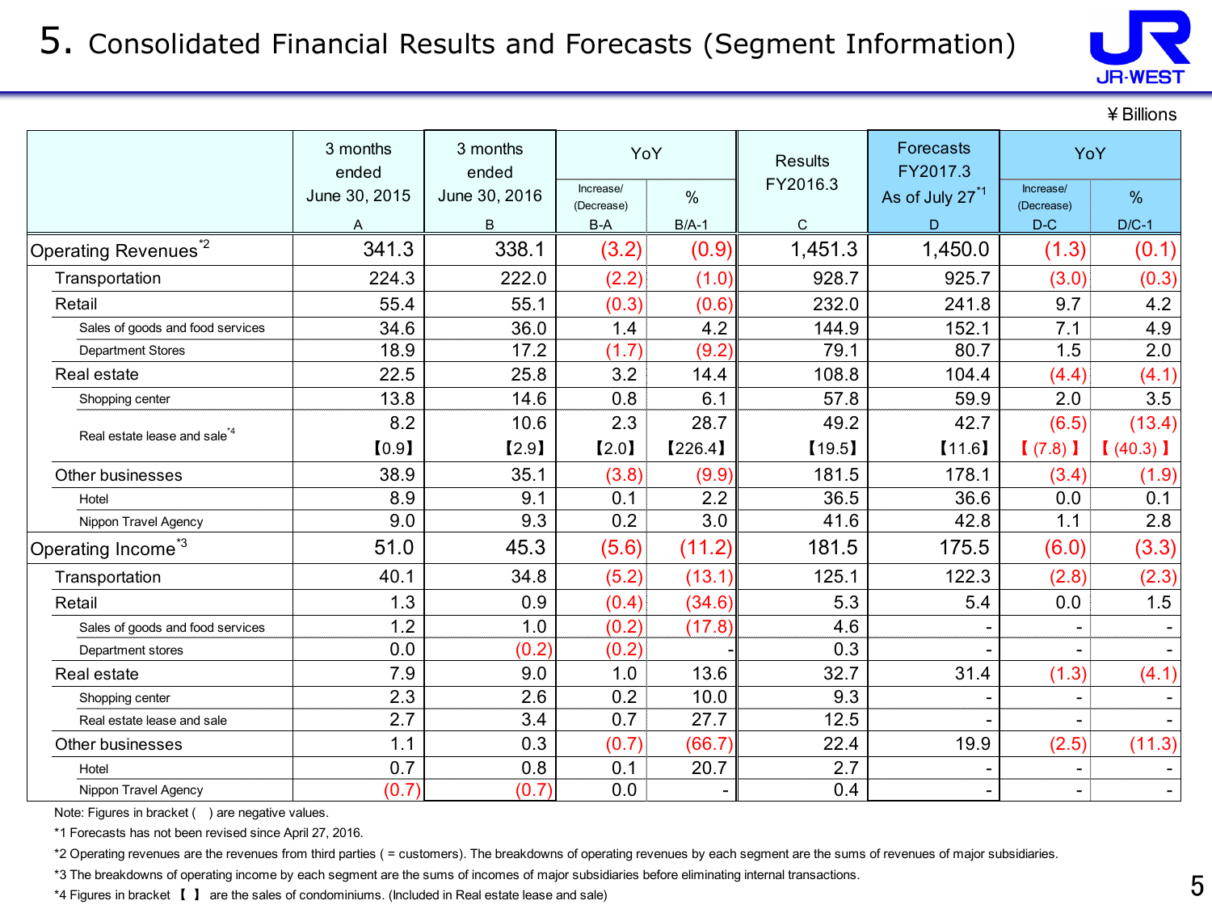# 5. Consolidated Financial Results and Forecasts (Segment Information)

¥ Billions

| | 3 months ended June 30, 2015<br>A | 3 months ended June 30, 2016<br>B | YoY Increase/(Decrease)<br>B-A | YoY %<br>B/A-1 | Results FY2016.3<br>C | Forecasts FY2017.3 As of July 27[*1]<br>D | YoY Increase/(Decrease)<br>D-C | YoY %<br>D/C-1 |
|---|---|---|---|---|---|---|---|---|
| Operating Revenues[*2] | 341.3 | 338.1 | (3.2) | (0.9) | 1,451.3 | 1,450.0 | (1.3) | (0.1) |
| Transportation | 224.3 | 222.0 | (2.2) | (1.0) | 928.7 | 925.7 | (3.0) | (0.3) |
| Retail | 55.4 | 55.1 | (0.3) | (0.6) | 232.0 | 241.8 | 9.7 | 4.2 |
| Sales of goods and food services | 34.6 | 36.0 | 1.4 | 4.2 | 144.9 | 152.1 | 7.1 | 4.9 |
| Department Stores | 18.9 | 17.2 | (1.7) | (9.2) | 79.1 | 80.7 | 1.5 | 2.0 |
| Real estate | 22.5 | 25.8 | 3.2 | 14.4 | 108.8 | 104.4 | (4.4) | (4.1) |
| Shopping center | 13.8 | 14.6 | 0.8 | 6.1 | 57.8 | 59.9 | 2.0 | 3.5 |
| Real estate lease and sale[*4] | 8.2<br>【0.9】 | 10.6<br>【2.9】 | 2.3<br>【2.0】 | 28.7<br>【226.4】 | 49.2<br>【19.5】 | 42.7<br>【11.6】 | (6.5)<br>【(7.8)】 | (13.4)<br>【(40.3)】 |
| Other businesses | 38.9 | 35.1 | (3.8) | (9.9) | 181.5 | 178.1 | (3.4) | (1.9) |
| Hotel | 8.9 | 9.1 | 0.1 | 2.2 | 36.5 | 36.6 | 0.0 | 0.1 |
| Nippon Travel Agency | 9.0 | 9.3 | 0.2 | 3.0 | 41.6 | 42.8 | 1.1 | 2.8 |
| Operating Income[*3] | 51.0 | 45.3 | (5.6) | (11.2) | 181.5 | 175.5 | (6.0) | (3.3) |
| Transportation | 40.1 | 34.8 | (5.2) | (13.1) | 125.1 | 122.3 | (2.8) | (2.3) |
| Retail | 1.3 | 0.9 | (0.4) | (34.6) | 5.3 | 5.4 | 0.0 | 1.5 |
| Sales of goods and food services | 1.2 | 1.0 | (0.2) | (17.8) | 4.6 | - | - | - |
| Department stores | 0.0 | (0.2) | (0.2) | - | 0.3 | - | - | - |
| Real estate | 7.9 | 9.0 | 1.0 | 13.6 | 32.7 | 31.4 | (1.3) | (4.1) |
| Shopping center | 2.3 | 2.6 | 0.2 | 10.0 | 9.3 | - | - | - |
| Real estate lease and sale | 2.7 | 3.4 | 0.7 | 27.7 | 12.5 | - | - | - |
| Other businesses | 1.1 | 0.3 | (0.7) | (66.7) | 22.4 | 19.9 | (2.5) | (11.3) |
| Hotel | 0.7 | 0.8 | 0.1 | 20.7 | 2.7 | - | - | - |
| Nippon Travel Agency | (0.7) | (0.7) | 0.0 | - | 0.4 | - | - | - |

Note: Figures in bracket ( ) are negative values.

*1 Forecasts has not been revised since April 27, 2016.

*2 Operating revenues are the revenues from third parties ( = customers). The breakdowns of operating revenues by each segment are the sums of revenues of major subsidiaries.

*3 The breakdowns of operating income by each segment are the sums of incomes of major subsidiaries before eliminating internal transactions.

*4 Figures in bracket 【 】 are the sales of condominiums. (Included in Real estate lease and sale)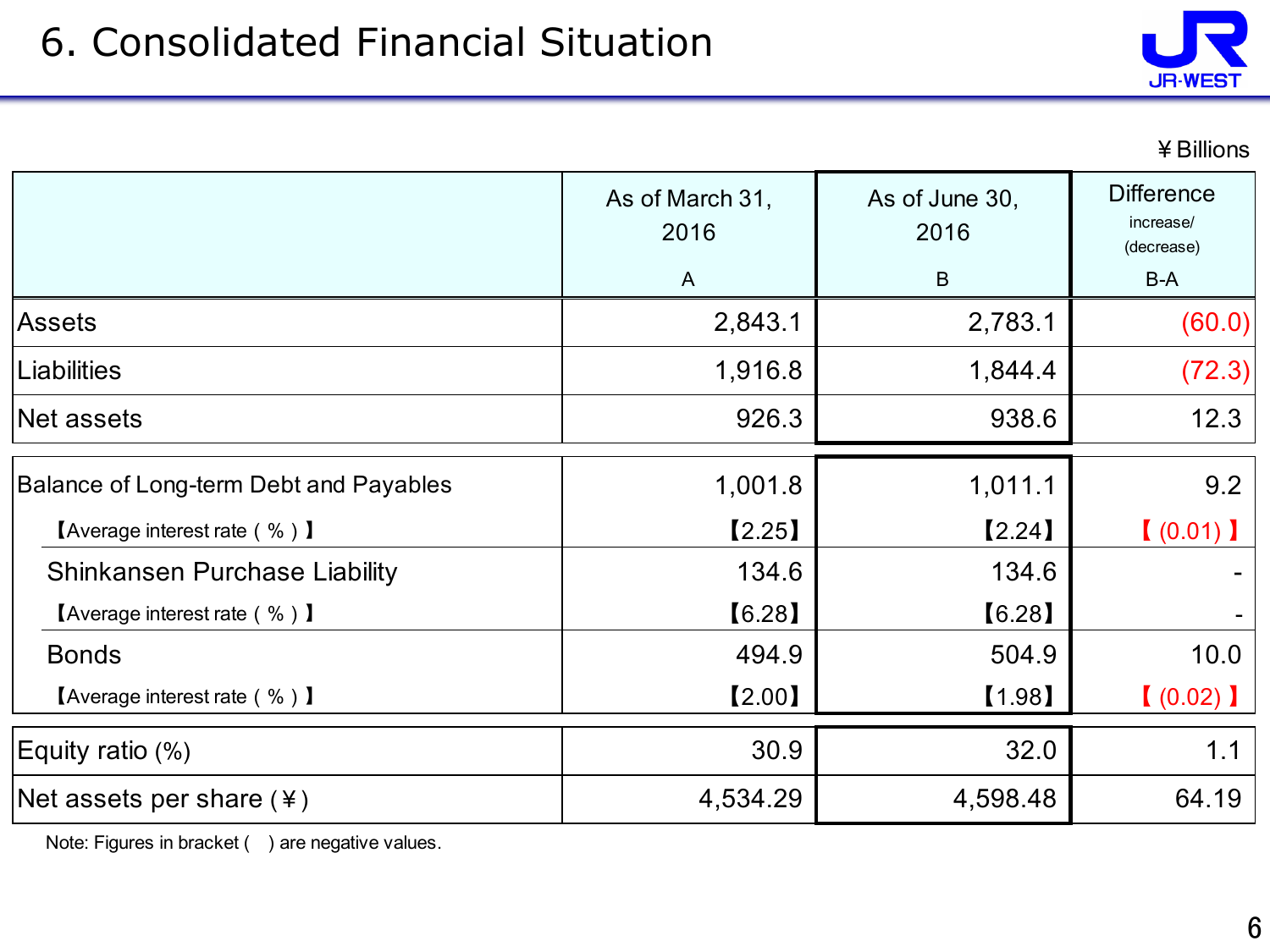# 6. Consolidated Financial Situation

¥Billions

| | As of March 31, 2016<br>A | As of June 30, 2016<br>B | Difference increase/ (decrease)<br>B-A |
|---|---|---|---|
| Assets | 2,843.1 | 2,783.1 | (60.0) |
| Liabilities | 1,916.8 | 1,844.4 | (72.3) |
| Net assets | 926.3 | 938.6 | 12.3 |
| Balance of Long-term Debt and Payables | 1,001.8 | 1,011.1 | 9.2 |
| 【Average interest rate ( % ) 】 | 【2.25】 | 【2.24】 | 【 (0.01) 】 |
| Shinkansen Purchase Liability | 134.6 | 134.6 | - |
| 【Average interest rate ( % ) 】 | 【6.28】 | 【6.28】 | - |
| Bonds | 494.9 | 504.9 | 10.0 |
| 【Average interest rate ( % ) 】 | 【2.00】 | 【1.98】 | 【 (0.02) 】 |
| Equity ratio (%) | 30.9 | 32.0 | 1.1 |
| Net assets per share (¥) | 4,534.29 | 4,598.48 | 64.19 |

Note: Figures in bracket ( ) are negative values.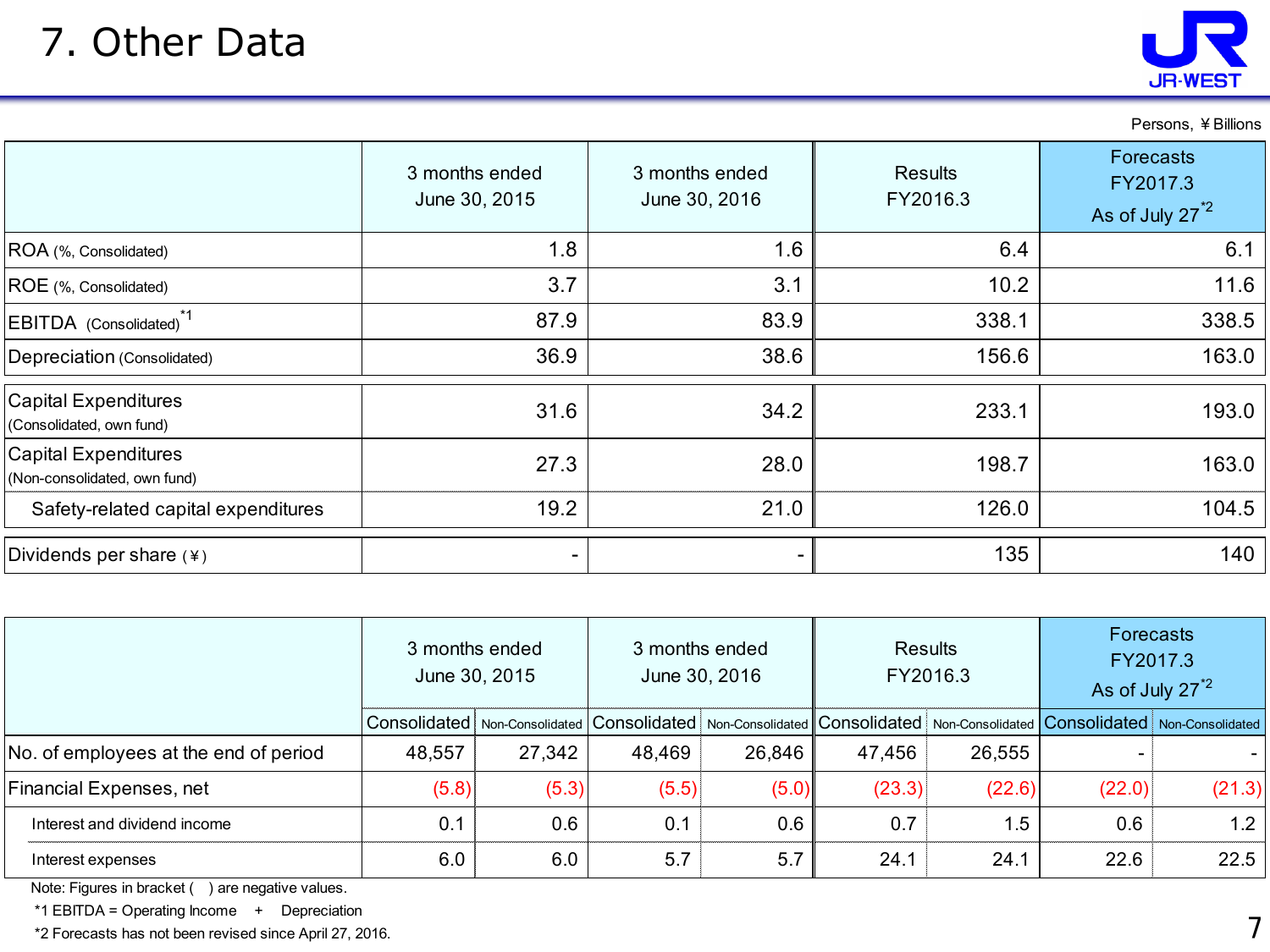# 7. Other Data

Persons, ￥Billions

| | 3 months ended June 30, 2015 | 3 months ended June 30, 2016 | Results FY2016.3 | Forecasts FY2017.3 As of July 27[*2] |
|---|---|---|---|---|
| ROA (%, Consolidated) | 1.8 | 1.6 | 6.4 | 6.1 |
| ROE (%, Consolidated) | 3.7 | 3.1 | 10.2 | 11.6 |
| EBITDA (Consolidated)[*1] | 87.9 | 83.9 | 338.1 | 338.5 |
| Depreciation (Consolidated) | 36.9 | 38.6 | 156.6 | 163.0 |
| Capital Expenditures (Consolidated, own fund) | 31.6 | 34.2 | 233.1 | 193.0 |
| Capital Expenditures (Non-consolidated, own fund) | 27.3 | 28.0 | 198.7 | 163.0 |
| Safety-related capital expenditures | 19.2 | 21.0 | 126.0 | 104.5 |
| Dividends per share (￥) | - | - | 135 | 140 |

| | 3 months ended June 30, 2015 | | 3 months ended June 30, 2016 | | Results FY2016.3 | | Forecasts FY2017.3 As of July 27[*2] | |
|---|---|---|---|---|---|---|---|---|
| | Consolidated | Non-Consolidated | Consolidated | Non-Consolidated | Consolidated | Non-Consolidated | Consolidated | Non-Consolidated |
| No. of employees at the end of period | 48,557 | 27,342 | 48,469 | 26,846 | 47,456 | 26,555 | - | - |
| Financial Expenses, net | (5.8) | (5.3) | (5.5) | (5.0) | (23.3) | (22.6) | (22.0) | (21.3) |
| Interest and dividend income | 0.1 | 0.6 | 0.1 | 0.6 | 0.7 | 1.5 | 0.6 | 1.2 |
| Interest expenses | 6.0 | 6.0 | 5.7 | 5.7 | 24.1 | 24.1 | 22.6 | 22.5 |

Note: Figures in bracket ( ) are negative values.

*1 EBITDA = Operating Income + Depreciation

*2 Forecasts has not been revised since April 27, 2016.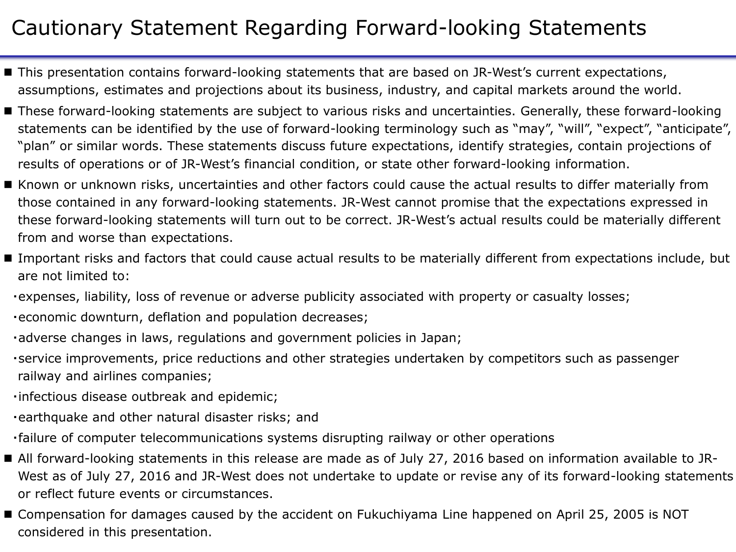# Cautionary Statement Regarding Forward-looking Statements

- This presentation contains forward-looking statements that are based on JR-West's current expectations, assumptions, estimates and projections about its business, industry, and capital markets around the world.
- These forward-looking statements are subject to various risks and uncertainties. Generally, these forward-looking statements can be identified by the use of forward-looking terminology such as "may", "will", "expect", "anticipate", "plan" or similar words. These statements discuss future expectations, identify strategies, contain projections of results of operations or of JR-West's financial condition, or state other forward-looking information.
- Known or unknown risks, uncertainties and other factors could cause the actual results to differ materially from those contained in any forward-looking statements. JR-West cannot promise that the expectations expressed in these forward-looking statements will turn out to be correct. JR-West's actual results could be materially different from and worse than expectations.
- Important risks and factors that could cause actual results to be materially different from expectations include, but are not limited to:
  - expenses, liability, loss of revenue or adverse publicity associated with property or casualty losses;
  - economic downturn, deflation and population decreases;
  - adverse changes in laws, regulations and government policies in Japan;
  - service improvements, price reductions and other strategies undertaken by competitors such as passenger railway and airlines companies;
  - infectious disease outbreak and epidemic;
  - earthquake and other natural disaster risks; and
  - failure of computer telecommunications systems disrupting railway or other operations
- All forward-looking statements in this release are made as of July 27, 2016 based on information available to JR-West as of July 27, 2016 and JR-West does not undertake to update or revise any of its forward-looking statements or reflect future events or circumstances.
- Compensation for damages caused by the accident on Fukuchiyama Line happened on April 25, 2005 is NOT considered in this presentation.